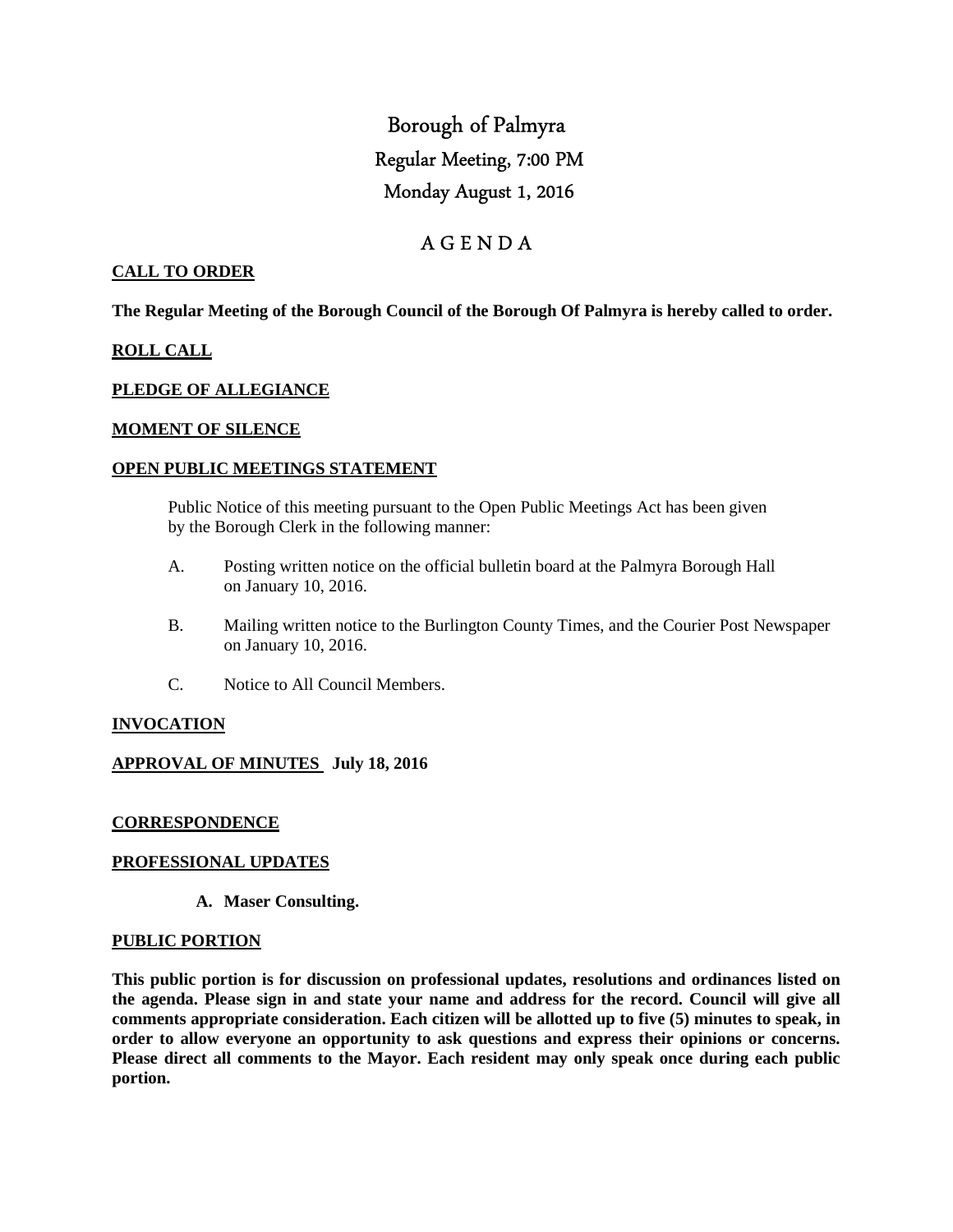# Borough of Palmyra

## Regular Meeting, 7:00 PM

## Monday August 1, 2016

## A G E N D A

**CALL TO ORDER**

**The Regular Meeting of the Borough Council of the Borough Of Palmyra is hereby called to order.**

**ROLL CALL**

**PLEDGE OF ALLEGIANCE**

**MOMENT OF SILENCE**

**OPEN PUBLIC MEETINGS STATEMENT**

Public Notice of this meeting pursuant to the Open Public Meetings Act has been given by the Borough Clerk in the following manner:

A. Posting written notice on the official bulletin board at the Palmyra Borough Hall on January 10, 2016.

B. Mailing written notice to the Burlington County Times, and the Courier Post Newspaper on January 10, 2016.

C. Notice to All Council Members.

**INVOCATION**

**APPROVAL OF MINUTES July 18, 2016**

**CORRESPONDENCE**

**PROFESSIONAL UPDATES**

**A. Maser Consulting.**

**PUBLIC PORTION**

**This public portion is for discussion on professional updates, resolutions and ordinances listed on the agenda. Please sign in and state your name and address for the record. Council will give all comments appropriate consideration. Each citizen will be allotted up to five (5) minutes to speak, in order to allow everyone an opportunity to ask questions and express their opinions or concerns. Please direct all comments to the Mayor. Each resident may only speak once during each public portion.**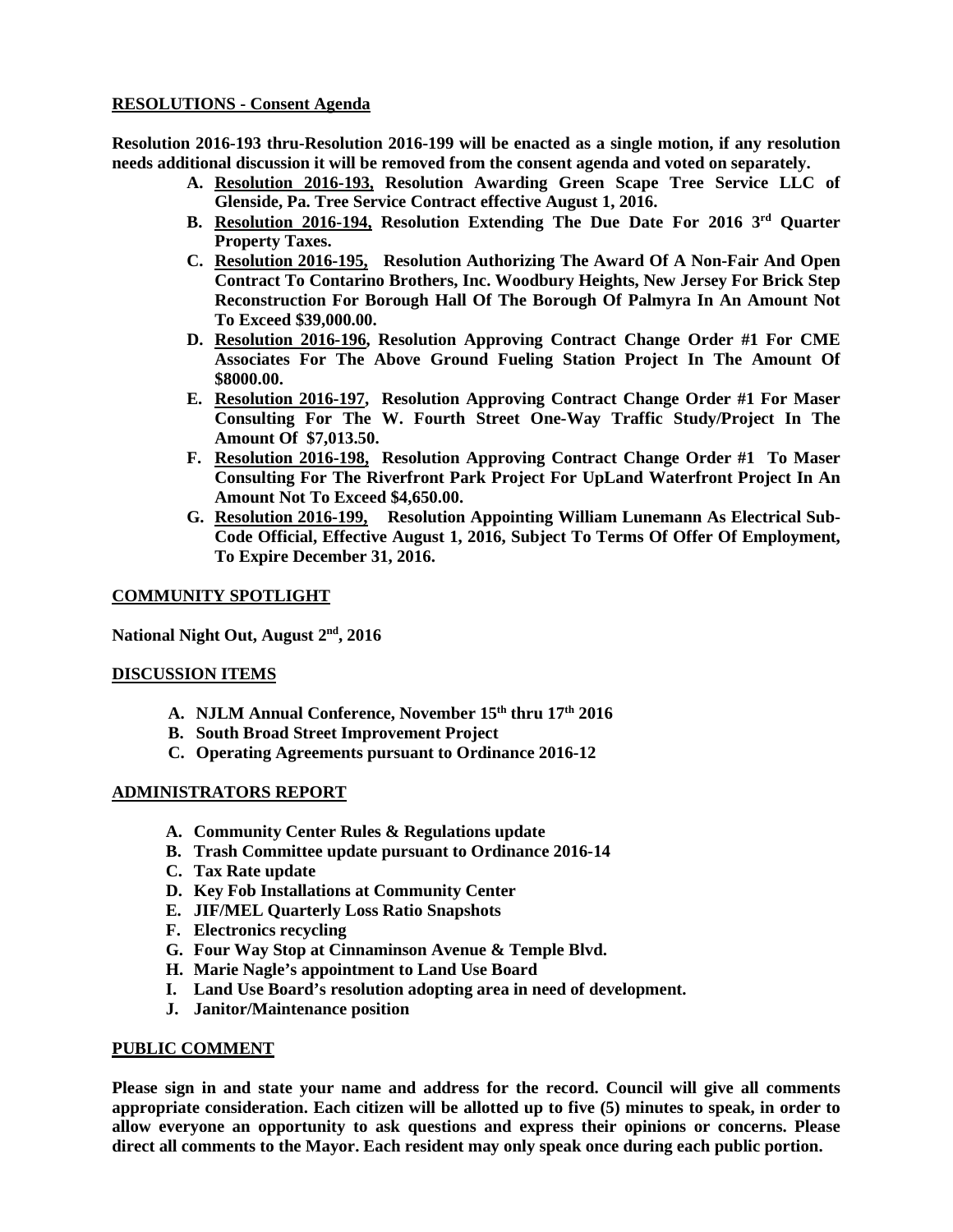**RESOLUTIONS - Consent Agenda**

**Resolution 2016-193 thru-Resolution 2016-199 will be enacted as a single motion, if any resolution needs additional discussion it will be removed from the consent agenda and voted on separately.**

- **A. Resolution 2016-193, Resolution Awarding Green Scape Tree Service LLC of Glenside, Pa. Tree Service Contract effective August 1, 2016.**
- **B. Resolution 2016-194, Resolution Extending The Due Date For 2016 3rd Quarter Property Taxes.**
- **C. Resolution 2016-195, Resolution Authorizing The Award Of A Non-Fair And Open Contract To Contarino Brothers, Inc. Woodbury Heights, New Jersey For Brick Step Reconstruction For Borough Hall Of The Borough Of Palmyra In An Amount Not To Exceed $39,000.00.**
- **D. Resolution 2016-196, Resolution Approving Contract Change Order #1 For CME Associates For The Above Ground Fueling Station Project In The Amount Of $8000.00.**
- **E. Resolution 2016-197, Resolution Approving Contract Change Order #1 For Maser Consulting For The W. Fourth Street One-Way Traffic Study/Project In The Amount Of $7,013.50.**
- **F. Resolution 2016-198, Resolution Approving Contract Change Order #1 To Maser Consulting For The Riverfront Park Project For UpLand Waterfront Project In An Amount Not To Exceed $4,650.00.**
- **G. Resolution 2016-199, Resolution Appointing William Lunemann As Electrical Sub-Code Official, Effective August 1, 2016, Subject To Terms Of Offer Of Employment, To Expire December 31, 2016.**

**COMMUNITY SPOTLIGHT**

**National Night Out, August 2nd, 2016**

**DISCUSSION ITEMS**

- **A. NJLM Annual Conference, November 15th thru 17th 2016**
- **B. South Broad Street Improvement Project**
- **C. Operating Agreements pursuant to Ordinance 2016-12**

**ADMINISTRATORS REPORT**

- **A. Community Center Rules & Regulations update**
- **B. Trash Committee update pursuant to Ordinance 2016-14**
- **C. Tax Rate update**
- **D. Key Fob Installations at Community Center**
- **E. JIF/MEL Quarterly Loss Ratio Snapshots**
- **F. Electronics recycling**
- **G. Four Way Stop at Cinnaminson Avenue & Temple Blvd.**
- **H. Marie Nagle's appointment to Land Use Board**
- **I. Land Use Board's resolution adopting area in need of development.**
- **J. Janitor/Maintenance position**

**PUBLIC COMMENT**

**Please sign in and state your name and address for the record. Council will give all comments appropriate consideration. Each citizen will be allotted up to five (5) minutes to speak, in order to allow everyone an opportunity to ask questions and express their opinions or concerns. Please direct all comments to the Mayor. Each resident may only speak once during each public portion.**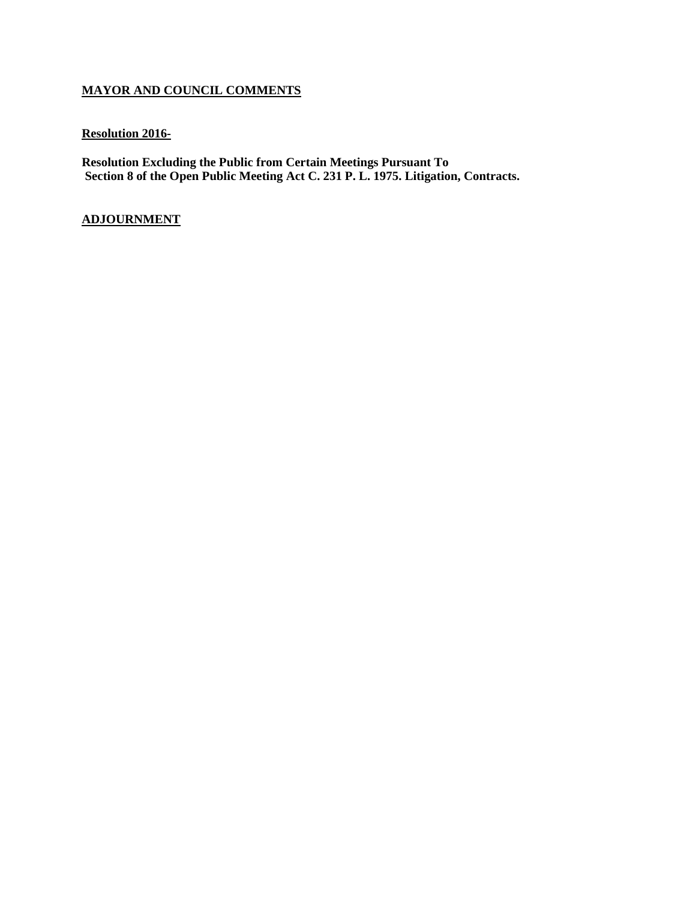**MAYOR AND COUNCIL COMMENTS**

**Resolution 2016-**

**Resolution Excluding the Public from Certain Meetings Pursuant To Section 8 of the Open Public Meeting Act C. 231 P. L. 1975. Litigation, Contracts.**

**ADJOURNMENT**